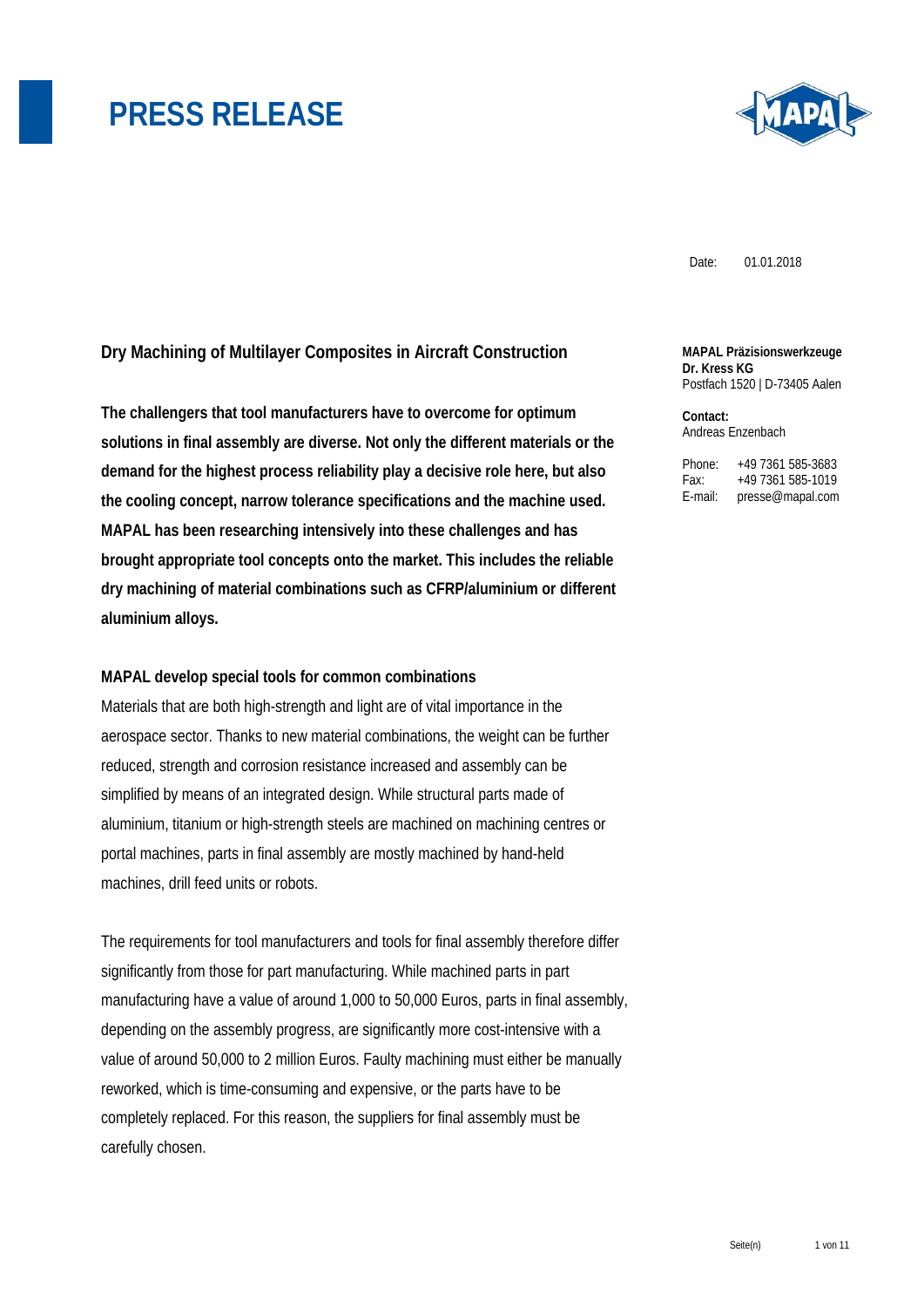# PRESS RELEASE

Date: 01.01.2018

**MAPAL Präzisionswerkzeuge Dr. Kress KG**
Postfach 1520 | D-73405 Aalen

**Contact:**
Andreas Enzenbach

Phone: +49 7361 585-3683
Fax: +49 7361 585-1019
E-mail: presse@mapal.com

## Dry Machining of Multilayer Composites in Aircraft Construction

**The challengers that tool manufacturers have to overcome for optimum solutions in final assembly are diverse. Not only the different materials or the demand for the highest process reliability play a decisive role here, but also the cooling concept, narrow tolerance specifications and the machine used. MAPAL has been researching intensively into these challenges and has brought appropriate tool concepts onto the market. This includes the reliable dry machining of material combinations such as CFRP/aluminium or different aluminium alloys.**

### MAPAL develop special tools for common combinations

Materials that are both high-strength and light are of vital importance in the aerospace sector. Thanks to new material combinations, the weight can be further reduced, strength and corrosion resistance increased and assembly can be simplified by means of an integrated design. While structural parts made of aluminium, titanium or high-strength steels are machined on machining centres or portal machines, parts in final assembly are mostly machined by hand-held machines, drill feed units or robots.

The requirements for tool manufacturers and tools for final assembly therefore differ significantly from those for part manufacturing. While machined parts in part manufacturing have a value of around 1,000 to 50,000 Euros, parts in final assembly, depending on the assembly progress, are significantly more cost-intensive with a value of around 50,000 to 2 million Euros. Faulty machining must either be manually reworked, which is time-consuming and expensive, or the parts have to be completely replaced. For this reason, the suppliers for final assembly must be carefully chosen.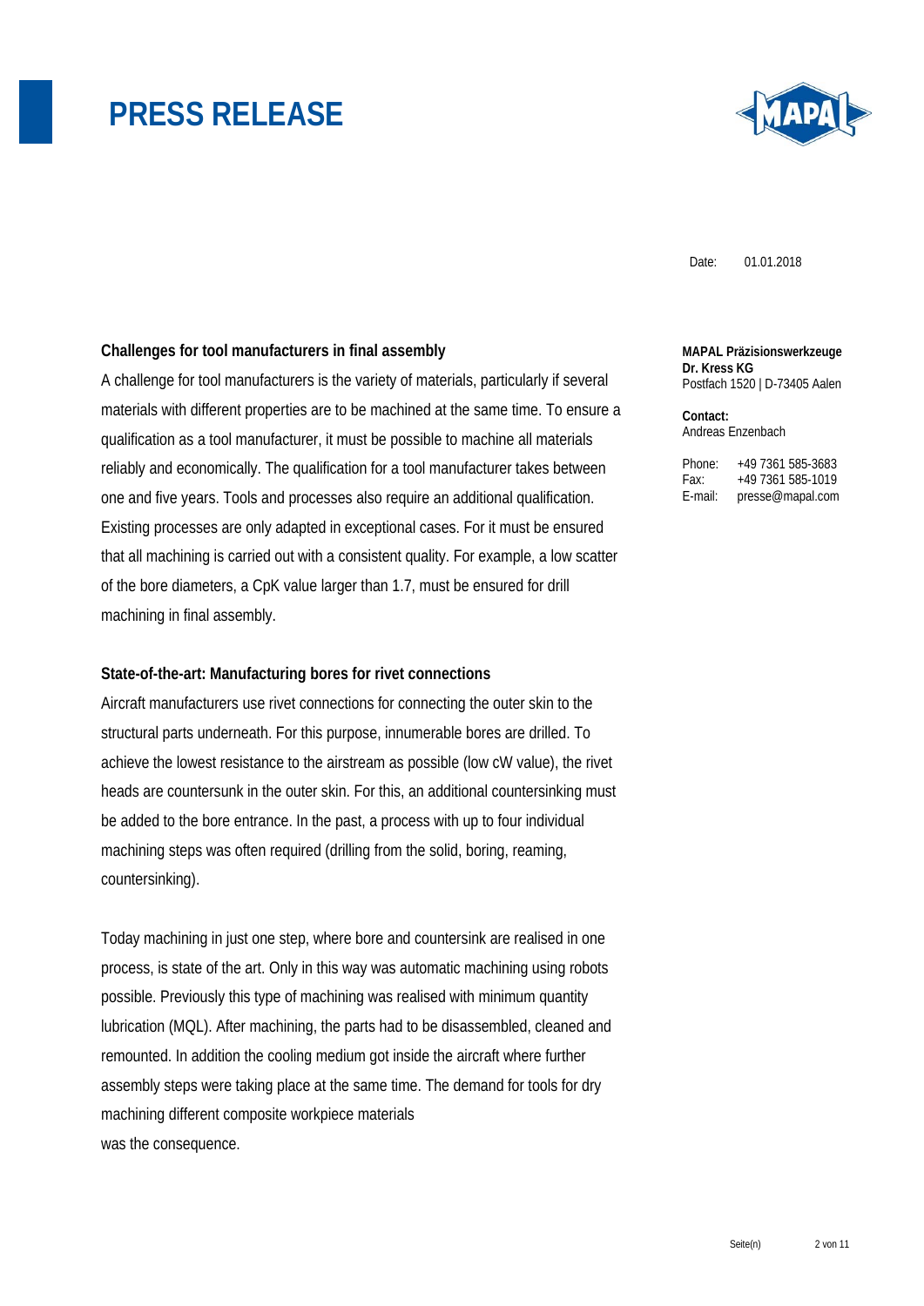# PRESS RELEASE

Date: 01.01.2018

**MAPAL Präzisionswerkzeuge Dr. Kress KG**
Postfach 1520 | D-73405 Aalen

**Contact:**
Andreas Enzenbach

Phone: +49 7361 585-3683
Fax: +49 7361 585-1019
E-mail: presse@mapal.com

**Challenges for tool manufacturers in final assembly**

A challenge for tool manufacturers is the variety of materials, particularly if several materials with different properties are to be machined at the same time. To ensure a qualification as a tool manufacturer, it must be possible to machine all materials reliably and economically. The qualification for a tool manufacturer takes between one and five years. Tools and processes also require an additional qualification. Existing processes are only adapted in exceptional cases. For it must be ensured that all machining is carried out with a consistent quality. For example, a low scatter of the bore diameters, a CpK value larger than 1.7, must be ensured for drill machining in final assembly.

**State-of-the-art: Manufacturing bores for rivet connections**

Aircraft manufacturers use rivet connections for connecting the outer skin to the structural parts underneath. For this purpose, innumerable bores are drilled. To achieve the lowest resistance to the airstream as possible (low cW value), the rivet heads are countersunk in the outer skin. For this, an additional countersinking must be added to the bore entrance. In the past, a process with up to four individual machining steps was often required (drilling from the solid, boring, reaming, countersinking).

Today machining in just one step, where bore and countersink are realised in one process, is state of the art. Only in this way was automatic machining using robots possible. Previously this type of machining was realised with minimum quantity lubrication (MQL). After machining, the parts had to be disassembled, cleaned and remounted. In addition the cooling medium got inside the aircraft where further assembly steps were taking place at the same time. The demand for tools for dry machining different composite workpiece materials was the consequence.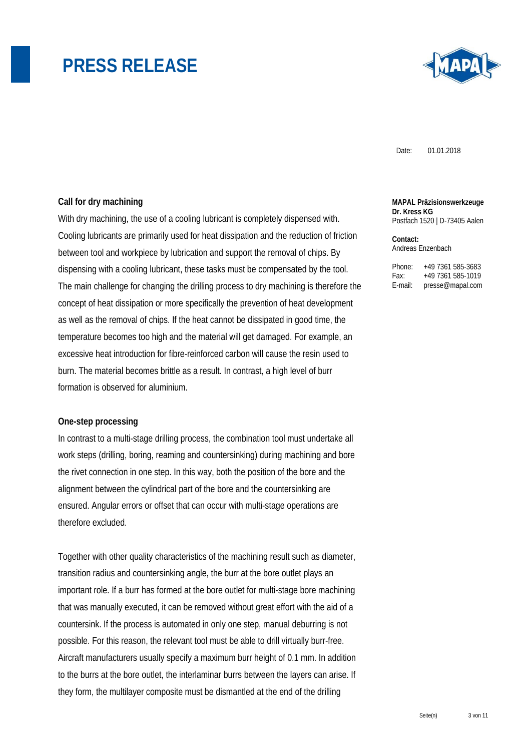# PRESS RELEASE

Date: 01.01.2018

**MAPAL Präzisionswerkzeuge Dr. Kress KG**
Postfach 1520 | D-73405 Aalen

**Contact:**
Andreas Enzenbach

Phone: +49 7361 585-3683
Fax: +49 7361 585-1019
E-mail: presse@mapal.com

**Call for dry machining**

With dry machining, the use of a cooling lubricant is completely dispensed with. Cooling lubricants are primarily used for heat dissipation and the reduction of friction between tool and workpiece by lubrication and support the removal of chips. By dispensing with a cooling lubricant, these tasks must be compensated by the tool. The main challenge for changing the drilling process to dry machining is therefore the concept of heat dissipation or more specifically the prevention of heat development as well as the removal of chips. If the heat cannot be dissipated in good time, the temperature becomes too high and the material will get damaged. For example, an excessive heat introduction for fibre-reinforced carbon will cause the resin used to burn. The material becomes brittle as a result. In contrast, a high level of burr formation is observed for aluminium.

**One-step processing**

In contrast to a multi-stage drilling process, the combination tool must undertake all work steps (drilling, boring, reaming and countersinking) during machining and bore the rivet connection in one step. In this way, both the position of the bore and the alignment between the cylindrical part of the bore and the countersinking are ensured. Angular errors or offset that can occur with multi-stage operations are therefore excluded.

Together with other quality characteristics of the machining result such as diameter, transition radius and countersinking angle, the burr at the bore outlet plays an important role. If a burr has formed at the bore outlet for multi-stage bore machining that was manually executed, it can be removed without great effort with the aid of a countersink. If the process is automated in only one step, manual deburring is not possible. For this reason, the relevant tool must be able to drill virtually burr-free. Aircraft manufacturers usually specify a maximum burr height of 0.1 mm. In addition to the burrs at the bore outlet, the interlaminar burrs between the layers can arise. If they form, the multilayer composite must be dismantled at the end of the drilling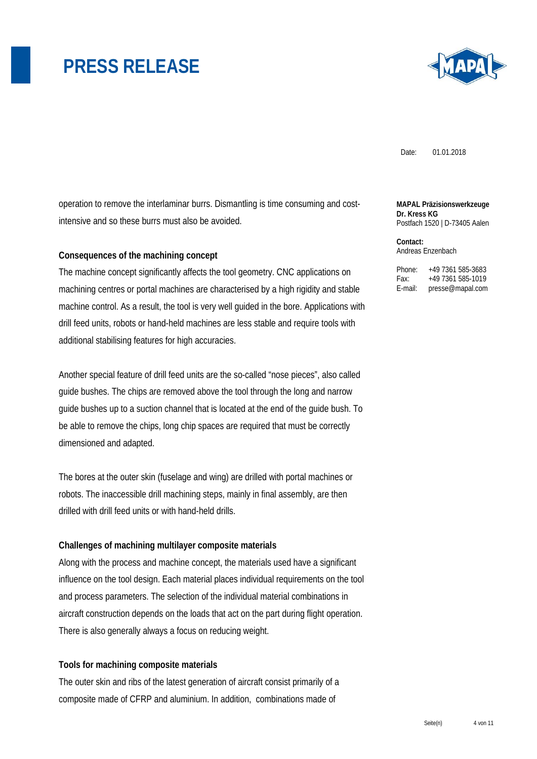operation to remove the interlaminar burrs. Dismantling is time consuming and cost-intensive and so these burrs must also be avoided.

**Consequences of the machining concept**

The machine concept significantly affects the tool geometry. CNC applications on machining centres or portal machines are characterised by a high rigidity and stable machine control. As a result, the tool is very well guided in the bore. Applications with drill feed units, robots or hand-held machines are less stable and require tools with additional stabilising features for high accuracies.

Another special feature of drill feed units are the so-called "nose pieces", also called guide bushes. The chips are removed above the tool through the long and narrow guide bushes up to a suction channel that is located at the end of the guide bush. To be able to remove the chips, long chip spaces are required that must be correctly dimensioned and adapted.

The bores at the outer skin (fuselage and wing) are drilled with portal machines or robots. The inaccessible drill machining steps, mainly in final assembly, are then drilled with drill feed units or with hand-held drills.

**Challenges of machining multilayer composite materials**

Along with the process and machine concept, the materials used have a significant influence on the tool design. Each material places individual requirements on the tool and process parameters. The selection of the individual material combinations in aircraft construction depends on the loads that act on the part during flight operation. There is also generally always a focus on reducing weight.

**Tools for machining composite materials**

The outer skin and ribs of the latest generation of aircraft consist primarily of a composite made of CFRP and aluminium. In addition, combinations made of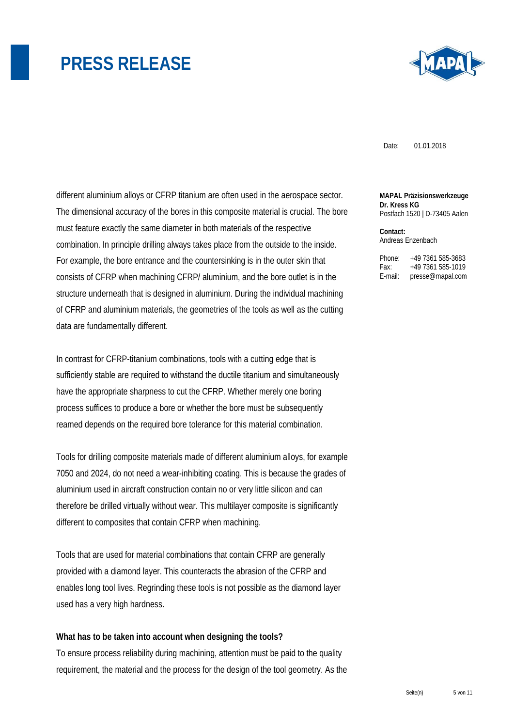different aluminium alloys or CFRP titanium are often used in the aerospace sector. The dimensional accuracy of the bores in this composite material is crucial. The bore must feature exactly the same diameter in both materials of the respective combination. In principle drilling always takes place from the outside to the inside. For example, the bore entrance and the countersinking is in the outer skin that consists of CFRP when machining CFRP/ aluminium, and the bore outlet is in the structure underneath that is designed in aluminium. During the individual machining of CFRP and aluminium materials, the geometries of the tools as well as the cutting data are fundamentally different.

In contrast for CFRP-titanium combinations, tools with a cutting edge that is sufficiently stable are required to withstand the ductile titanium and simultaneously have the appropriate sharpness to cut the CFRP. Whether merely one boring process suffices to produce a bore or whether the bore must be subsequently reamed depends on the required bore tolerance for this material combination.

Tools for drilling composite materials made of different aluminium alloys, for example 7050 and 2024, do not need a wear-inhibiting coating. This is because the grades of aluminium used in aircraft construction contain no or very little silicon and can therefore be drilled virtually without wear. This multilayer composite is significantly different to composites that contain CFRP when machining.

Tools that are used for material combinations that contain CFRP are generally provided with a diamond layer. This counteracts the abrasion of the CFRP and enables long tool lives. Regrinding these tools is not possible as the diamond layer used has a very high hardness.

**What has to be taken into account when designing the tools?**

To ensure process reliability during machining, attention must be paid to the quality requirement, the material and the process for the design of the tool geometry. As the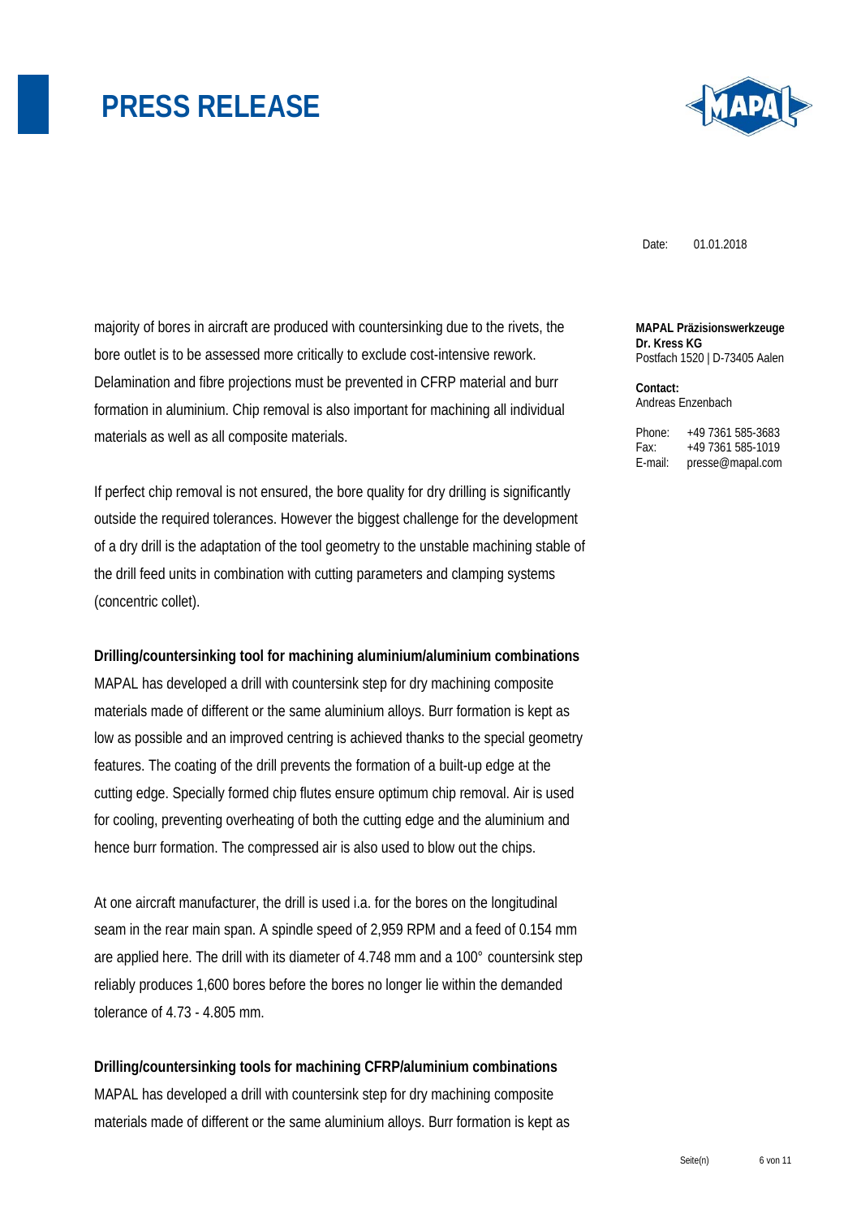majority of bores in aircraft are produced with countersinking due to the rivets, the bore outlet is to be assessed more critically to exclude cost-intensive rework. Delamination and fibre projections must be prevented in CFRP material and burr formation in aluminium. Chip removal is also important for machining all individual materials as well as all composite materials.

If perfect chip removal is not ensured, the bore quality for dry drilling is significantly outside the required tolerances. However the biggest challenge for the development of a dry drill is the adaptation of the tool geometry to the unstable machining stable of the drill feed units in combination with cutting parameters and clamping systems (concentric collet).

**Drilling/countersinking tool for machining aluminium/aluminium combinations**

MAPAL has developed a drill with countersink step for dry machining composite materials made of different or the same aluminium alloys. Burr formation is kept as low as possible and an improved centring is achieved thanks to the special geometry features. The coating of the drill prevents the formation of a built-up edge at the cutting edge. Specially formed chip flutes ensure optimum chip removal. Air is used for cooling, preventing overheating of both the cutting edge and the aluminium and hence burr formation. The compressed air is also used to blow out the chips.

At one aircraft manufacturer, the drill is used i.a. for the bores on the longitudinal seam in the rear main span. A spindle speed of 2,959 RPM and a feed of 0.154 mm are applied here. The drill with its diameter of 4.748 mm and a 100° countersink step reliably produces 1,600 bores before the bores no longer lie within the demanded tolerance of 4.73 - 4.805 mm.

**Drilling/countersinking tools for machining CFRP/aluminium combinations**

MAPAL has developed a drill with countersink step for dry machining composite materials made of different or the same aluminium alloys. Burr formation is kept as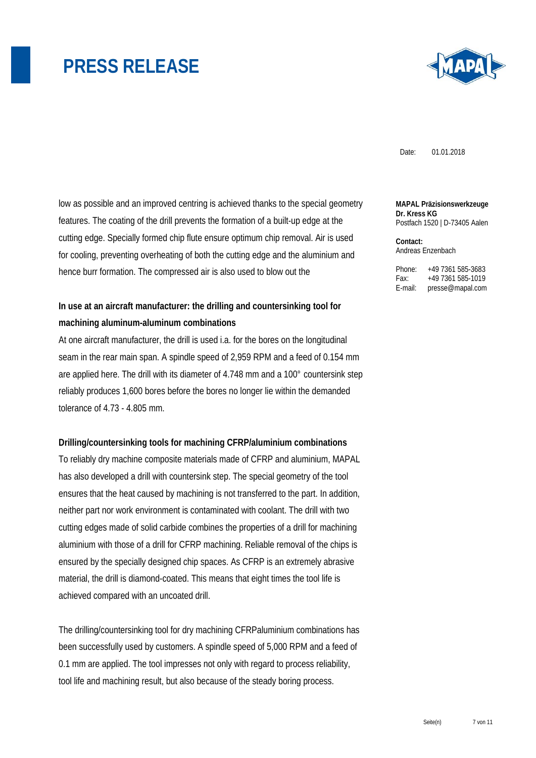low as possible and an improved centring is achieved thanks to the special geometry features. The coating of the drill prevents the formation of a built-up edge at the cutting edge. Specially formed chip flute ensure optimum chip removal. Air is used for cooling, preventing overheating of both the cutting edge and the aluminium and hence burr formation. The compressed air is also used to blow out the

**In use at an aircraft manufacturer: the drilling and countersinking tool for machining aluminum-aluminum combinations**

At one aircraft manufacturer, the drill is used i.a. for the bores on the longitudinal seam in the rear main span. A spindle speed of 2,959 RPM and a feed of 0.154 mm are applied here. The drill with its diameter of 4.748 mm and a 100° countersink step reliably produces 1,600 bores before the bores no longer lie within the demanded tolerance of 4.73 - 4.805 mm.

**Drilling/countersinking tools for machining CFRP/aluminium combinations**

To reliably dry machine composite materials made of CFRP and aluminium, MAPAL has also developed a drill with countersink step. The special geometry of the tool ensures that the heat caused by machining is not transferred to the part. In addition, neither part nor work environment is contaminated with coolant. The drill with two cutting edges made of solid carbide combines the properties of a drill for machining aluminium with those of a drill for CFRP machining. Reliable removal of the chips is ensured by the specially designed chip spaces. As CFRP is an extremely abrasive material, the drill is diamond-coated. This means that eight times the tool life is achieved compared with an uncoated drill.

The drilling/countersinking tool for dry machining CFRPaluminium combinations has been successfully used by customers. A spindle speed of 5,000 RPM and a feed of 0.1 mm are applied. The tool impresses not only with regard to process reliability, tool life and machining result, but also because of the steady boring process.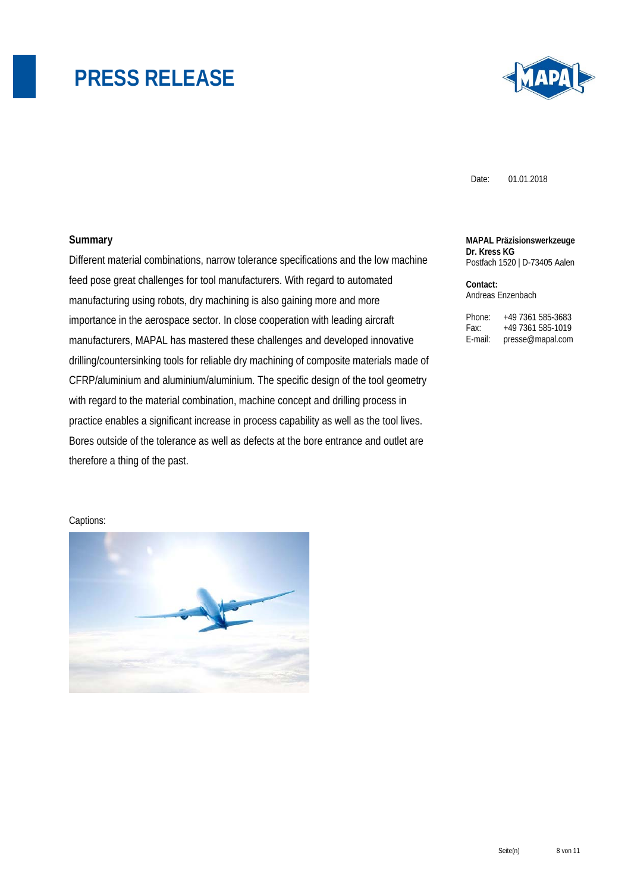# PRESS RELEASE

Date: 01.01.2018

**MAPAL Präzisionswerkzeuge Dr. Kress KG**
Postfach 1520 | D-73405 Aalen

**Contact:**
Andreas Enzenbach

Phone: +49 7361 585-3683
Fax: +49 7361 585-1019
E-mail: presse@mapal.com

**Summary**

Different material combinations, narrow tolerance specifications and the low machine feed pose great challenges for tool manufacturers. With regard to automated manufacturing using robots, dry machining is also gaining more and more importance in the aerospace sector. In close cooperation with leading aircraft manufacturers, MAPAL has mastered these challenges and developed innovative drilling/countersinking tools for reliable dry machining of composite materials made of CFRP/aluminium and aluminium/aluminium. The specific design of the tool geometry with regard to the material combination, machine concept and drilling process in practice enables a significant increase in process capability as well as the tool lives. Bores outside of the tolerance as well as defects at the bore entrance and outlet are therefore a thing of the past.

Captions: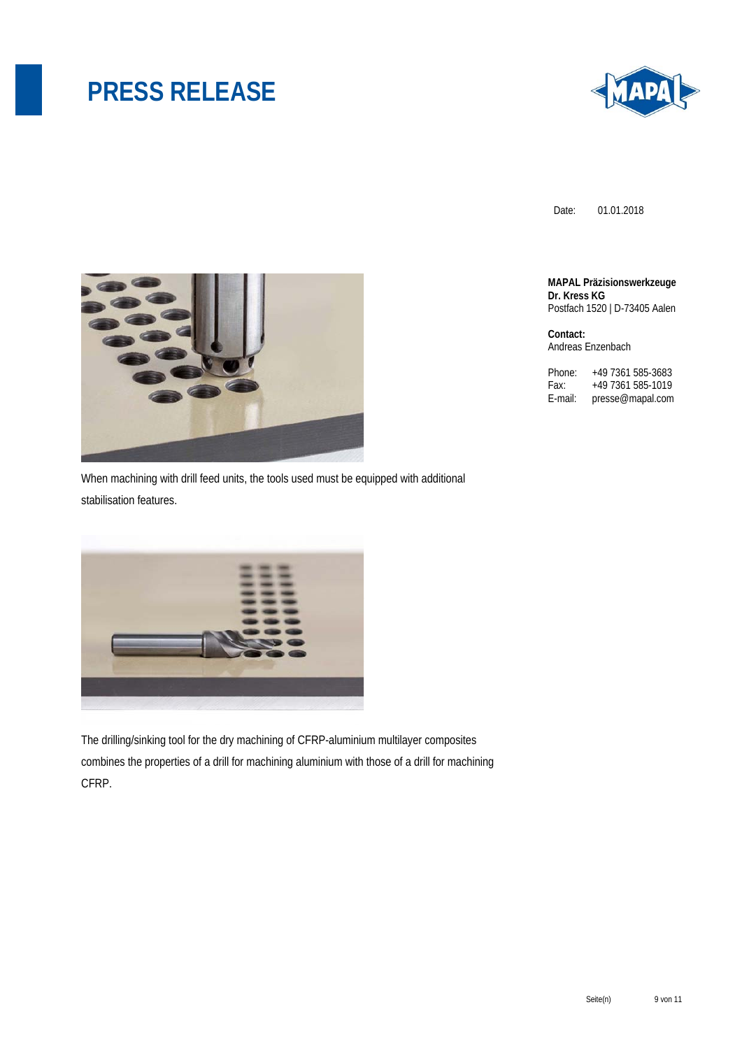# PRESS RELEASE

Date: 01.01.2018

**MAPAL Präzisionswerkzeuge**
**Dr. Kress KG**
Postfach 1520 | D-73405 Aalen

**Contact:**
Andreas Enzenbach

Phone: +49 7361 585-3683
Fax: +49 7361 585-1019
E-mail: presse@mapal.com

When machining with drill feed units, the tools used must be equipped with additional stabilisation features.

The drilling/sinking tool for the dry machining of CFRP-aluminium multilayer composites combines the properties of a drill for machining aluminium with those of a drill for machining CFRP.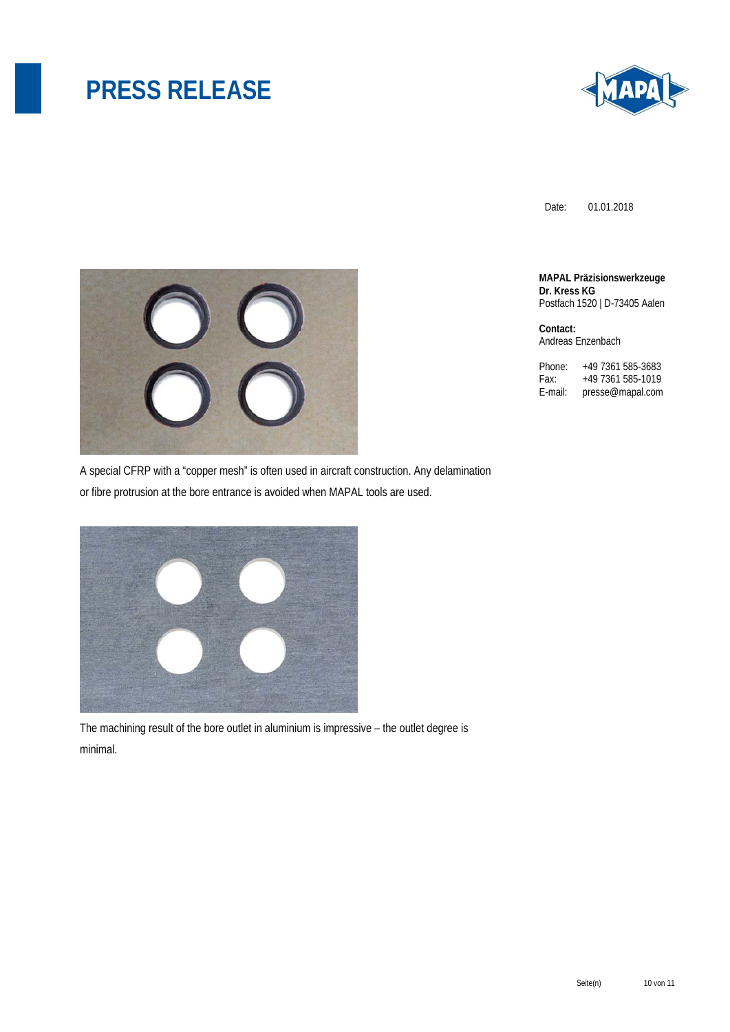# PRESS RELEASE

Date: 01.01.2018

**MAPAL Präzisionswerkzeuge**
**Dr. Kress KG**
Postfach 1520 | D-73405 Aalen

**Contact:**
Andreas Enzenbach

Phone: +49 7361 585-3683
Fax: +49 7361 585-1019
E-mail: presse@mapal.com

A special CFRP with a "copper mesh" is often used in aircraft construction. Any delamination or fibre protrusion at the bore entrance is avoided when MAPAL tools are used.

The machining result of the bore outlet in aluminium is impressive – the outlet degree is minimal.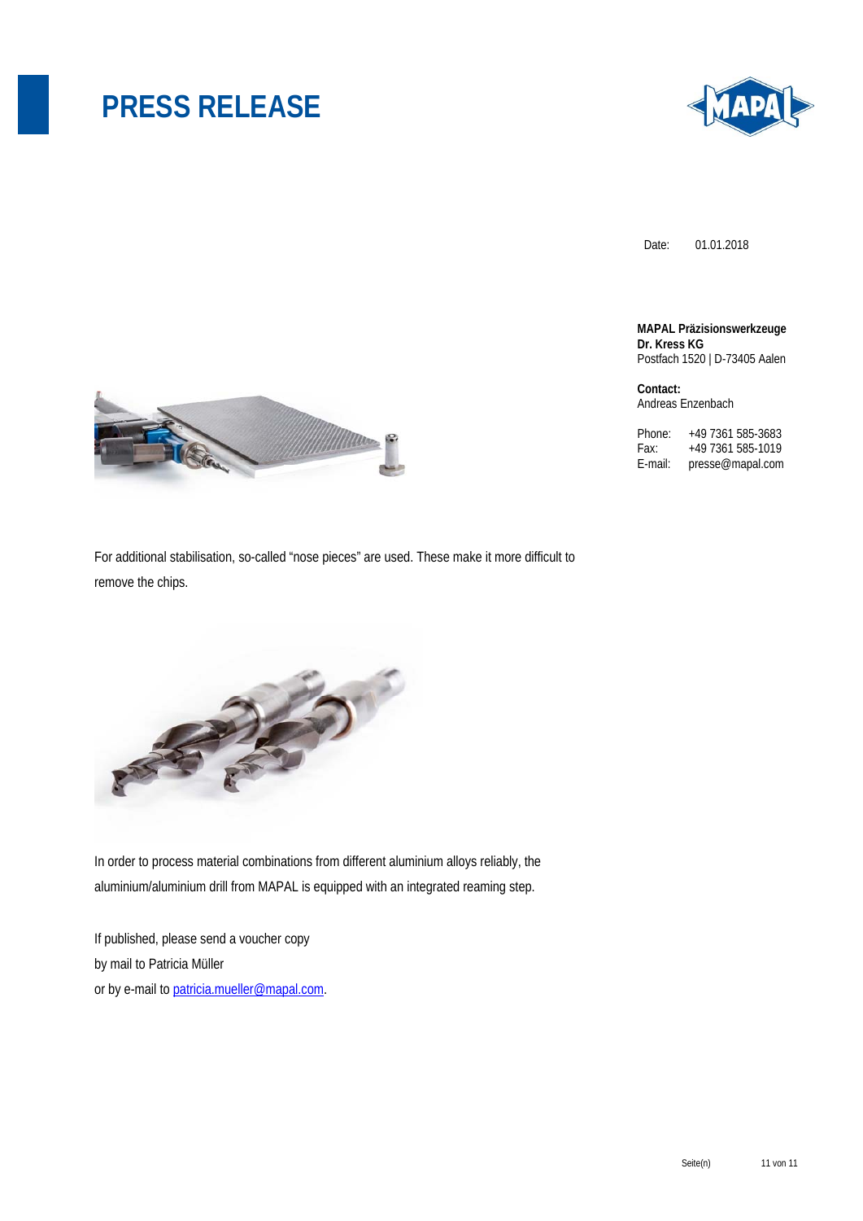# PRESS RELEASE

Date: 01.01.2018

**MAPAL Präzisionswerkzeuge Dr. Kress KG**
Postfach 1520 | D-73405 Aalen

**Contact:**
Andreas Enzenbach

Phone: +49 7361 585-3683
Fax: +49 7361 585-1019
E-mail: presse@mapal.com

For additional stabilisation, so-called "nose pieces" are used. These make it more difficult to remove the chips.

In order to process material combinations from different aluminium alloys reliably, the aluminium/aluminium drill from MAPAL is equipped with an integrated reaming step.

If published, please send a voucher copy
by mail to Patricia Müller
or by e-mail to patricia.mueller@mapal.com.